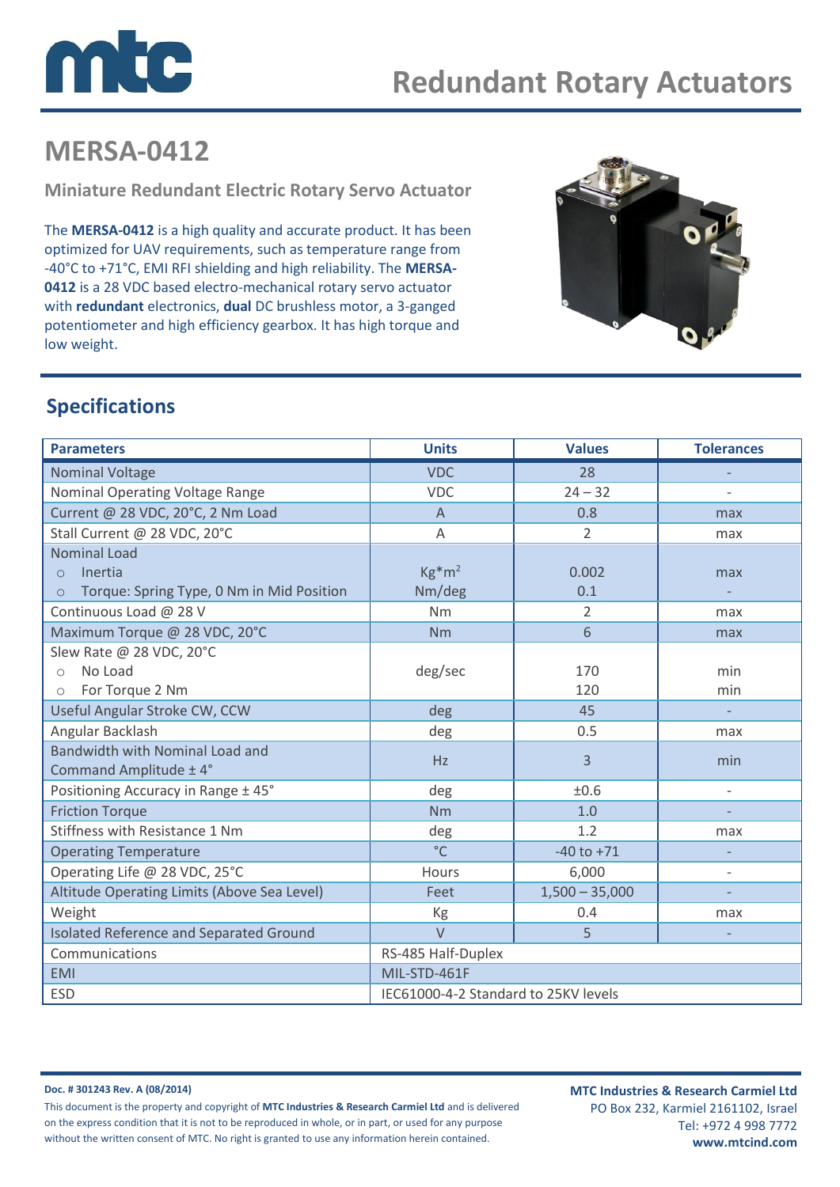# Redundant Rotary Actuators

## MERSA-0412

### Miniature Redundant Electric Rotary Servo Actuator

The **MERSA-0412** is a high quality and accurate product. It has been optimized for UAV requirements, such as temperature range from -40°C to +71°C, EMI RFI shielding and high reliability. The **MERSA-0412** is a 28 VDC based electro-mechanical rotary servo actuator with **redundant** electronics, **dual** DC brushless motor, a 3-ganged potentiometer and high efficiency gearbox. It has high torque and low weight.

## Specifications

| Parameters | Units | Values | Tolerances |
|---|---|---|---|
| Nominal Voltage | VDC | 28 | - |
| Nominal Operating Voltage Range | VDC | 24 – 32 | - |
| Current @ 28 VDC, 20°C, 2 Nm Load | A | 0.8 | max |
| Stall Current @ 28 VDC, 20°C | A | 2 | max |
| Nominal Load<br>○ Inertia<br>○ Torque: Spring Type, 0 Nm in Mid Position | <br>$Kg*m^2$<br>Nm/deg | <br>0.002<br>0.1 | <br>max<br>- |
| Continuous Load @ 28 V | Nm | 2 | max |
| Maximum Torque @ 28 VDC, 20°C | Nm | 6 | max |
| Slew Rate @ 28 VDC, 20°C<br>○ No Load<br>○ For Torque 2 Nm | deg/sec | <br>170<br>120 | <br>min<br>min |
| Useful Angular Stroke CW, CCW | deg | 45 | - |
| Angular Backlash | deg | 0.5 | max |
| Bandwidth with Nominal Load and Command Amplitude ± 4° | Hz | 3 | min |
| Positioning Accuracy in Range ± 45° | deg | ±0.6 | - |
| Friction Torque | Nm | 1.0 | - |
| Stiffness with Resistance 1 Nm | deg | 1.2 | max |
| Operating Temperature | °C | -40 to +71 | - |
| Operating Life @ 28 VDC, 25°C | Hours | 6,000 | - |
| Altitude Operating Limits (Above Sea Level) | Feet | 1,500 – 35,000 | - |
| Weight | Kg | 0.4 | max |
| Isolated Reference and Separated Ground | V | 5 | - |
| Communications | RS-485 Half-Duplex | | |
| EMI | MIL-STD-461F | | |
| ESD | IEC61000-4-2 Standard to 25KV levels | | |

**Doc. # 301243 Rev. A (08/2014)**

This document is the property and copyright of **MTC Industries & Research Carmiel Ltd** and is delivered on the express condition that it is not to be reproduced in whole, or in part, or used for any purpose without the written consent of MTC. No right is granted to use any information herein contained.

**MTC Industries & Research Carmiel Ltd**
PO Box 232, Karmiel 2161102, Israel
Tel: +972 4 998 7772
**www.mtcind.com**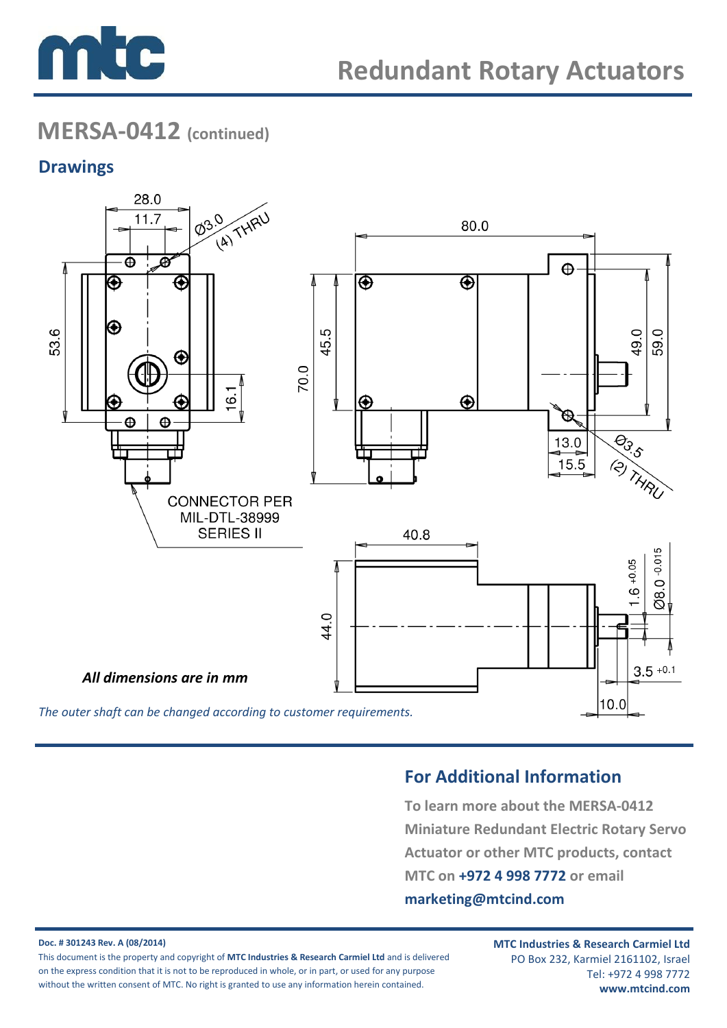# Redundant Rotary Actuators

## MERSA-0412 (continued)

### Drawings

28.0
11.7
Ø3.0
(4) THRU
53.6
16.1
CONNECTOR PER
MIL-DTL-38999
SERIES II
80.0
70.0
45.5
49.0
59.0
13.0
15.5
Ø3.5
(2) THRU
40.8
44.0
1.6 +0.05
Ø8.0 -0.015
3.5 +0.1
10.0

***All dimensions are in mm***

*The outer shaft can be changed according to customer requirements.*

### For Additional Information

**To learn more about the MERSA-0412 Miniature Redundant Electric Rotary Servo Actuator or other MTC products, contact MTC on +972 4 998 7772 or email marketing@mtcind.com**

**Doc. # 301243 Rev. A (08/2014)**

This document is the property and copyright of **MTC Industries & Research Carmiel Ltd** and is delivered on the express condition that it is not to be reproduced in whole, or in part, or used for any purpose without the written consent of MTC. No right is granted to use any information herein contained.

**MTC Industries & Research Carmiel Ltd**
PO Box 232, Karmiel 2161102, Israel
Tel: +972 4 998 7772
**www.mtcind.com**